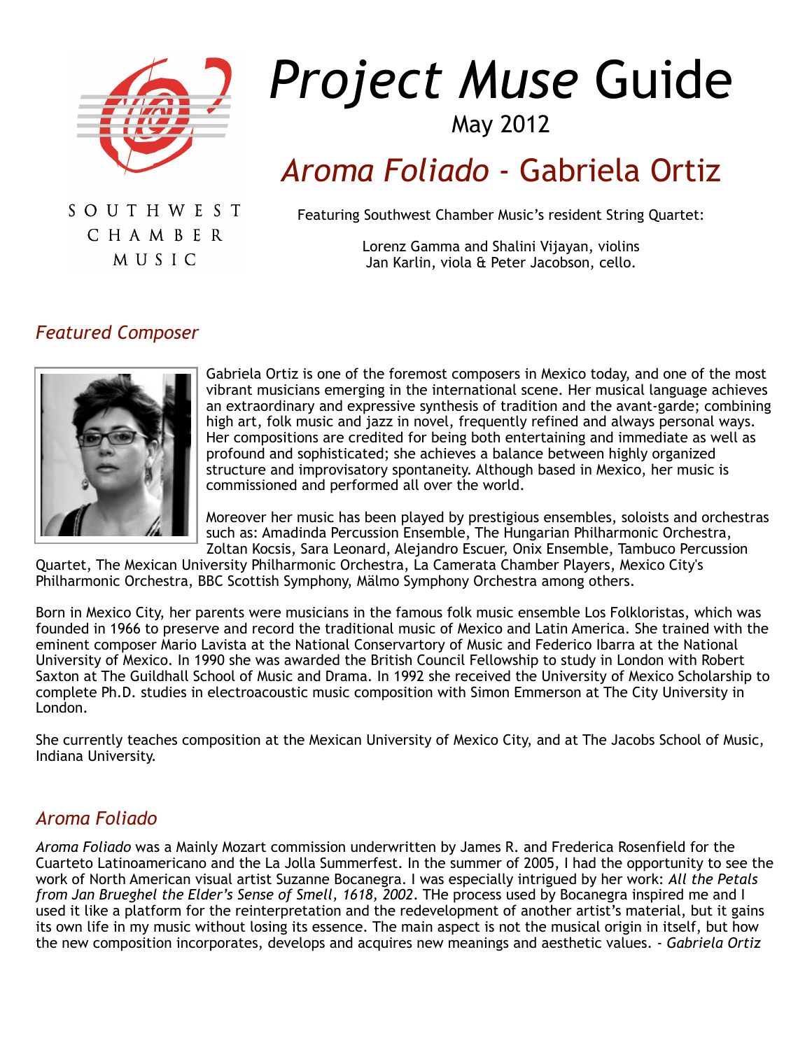SOUTHWEST CHAMBER MUSIC

# *Project Muse* Guide

May 2012

## *Aroma Foliado* - Gabriela Ortiz

Featuring Southwest Chamber Music's resident String Quartet:

Lorenz Gamma and Shalini Vijayan, violins
Jan Karlin, viola & Peter Jacobson, cello.

### *Featured Composer*

Gabriela Ortiz is one of the foremost composers in Mexico today, and one of the most vibrant musicians emerging in the international scene. Her musical language achieves an extraordinary and expressive synthesis of tradition and the avant-garde; combining high art, folk music and jazz in novel, frequently refined and always personal ways. Her compositions are credited for being both entertaining and immediate as well as profound and sophisticated; she achieves a balance between highly organized structure and improvisatory spontaneity. Although based in Mexico, her music is commissioned and performed all over the world.

Moreover her music has been played by prestigious ensembles, soloists and orchestras such as: Amadinda Percussion Ensemble, The Hungarian Philharmonic Orchestra, Zoltan Kocsis, Sara Leonard, Alejandro Escuer, Onix Ensemble, Tambuco Percussion Quartet, The Mexican University Philharmonic Orchestra, La Camerata Chamber Players, Mexico City's Philharmonic Orchestra, BBC Scottish Symphony, Mälmo Symphony Orchestra among others.

Born in Mexico City, her parents were musicians in the famous folk music ensemble Los Folkloristas, which was founded in 1966 to preserve and record the traditional music of Mexico and Latin America. She trained with the eminent composer Mario Lavista at the National Conservartory of Music and Federico Ibarra at the National University of Mexico. In 1990 she was awarded the British Council Fellowship to study in London with Robert Saxton at The Guildhall School of Music and Drama. In 1992 she received the University of Mexico Scholarship to complete Ph.D. studies in electroacoustic music composition with Simon Emmerson at The City University in London.

She currently teaches composition at the Mexican University of Mexico City, and at The Jacobs School of Music, Indiana University.

### *Aroma Foliado*

*Aroma Foliado* was a Mainly Mozart commission underwritten by James R. and Frederica Rosenfield for the Cuarteto Latinoamericano and the La Jolla Summerfest. In the summer of 2005, I had the opportunity to see the work of North American visual artist Suzanne Bocanegra. I was especially intrigued by her work: *All the Petals from Jan Brueghel the Elder's Sense of Smell, 1618, 2002*. THe process used by Bocanegra inspired me and I used it like a platform for the reinterpretation and the redevelopment of another artist's material, but it gains its own life in my music without losing its essence. The main aspect is not the musical origin in itself, but how the new composition incorporates, develops and acquires new meanings and aesthetic values. - *Gabriela Ortiz*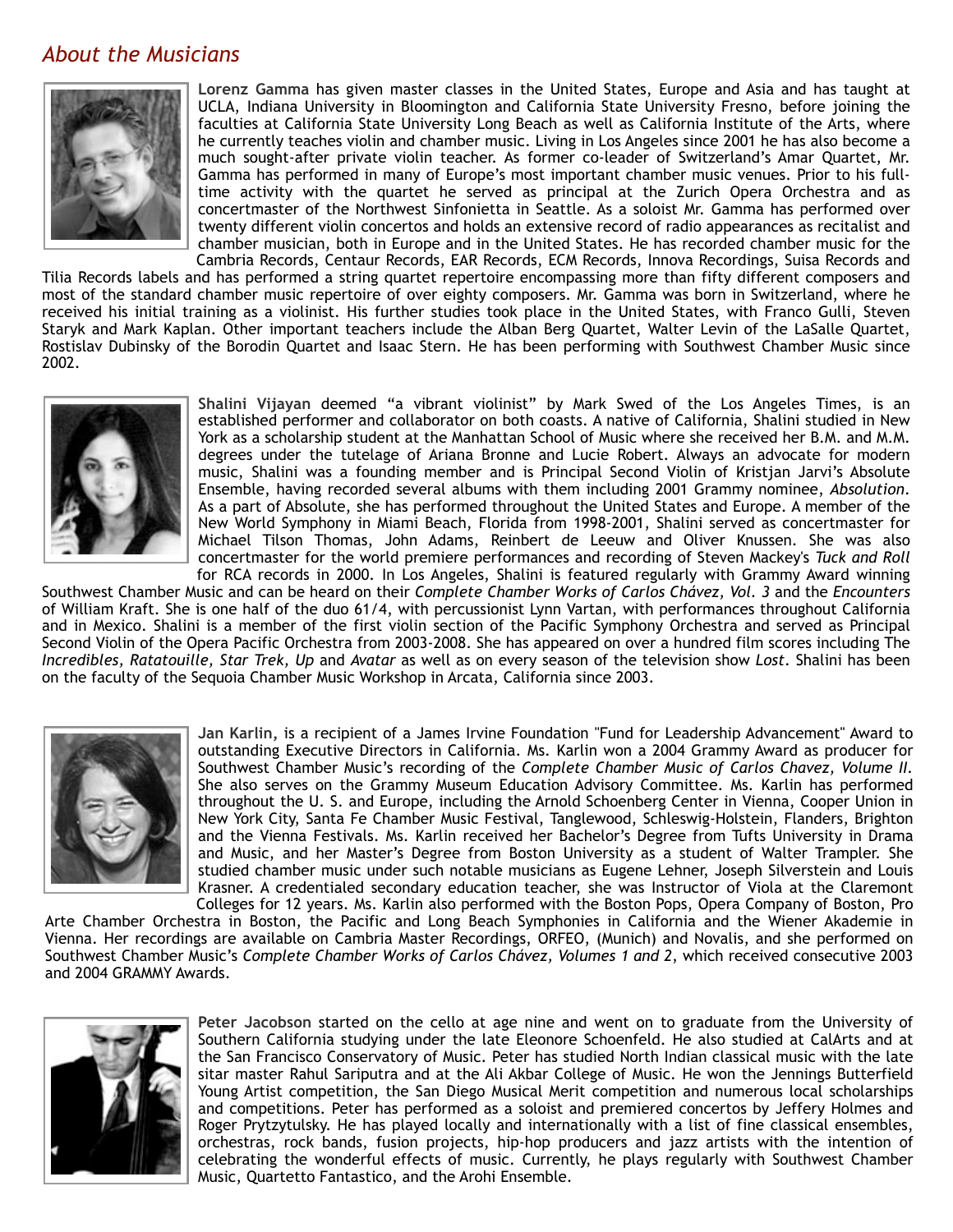## *About the Musicians*

**Lorenz Gamma** has given master classes in the United States, Europe and Asia and has taught at UCLA, Indiana University in Bloomington and California State University Fresno, before joining the faculties at California State University Long Beach as well as California Institute of the Arts, where he currently teaches violin and chamber music. Living in Los Angeles since 2001 he has also become a much sought-after private violin teacher. As former co-leader of Switzerland's Amar Quartet, Mr. Gamma has performed in many of Europe's most important chamber music venues. Prior to his full-time activity with the quartet he served as principal at the Zurich Opera Orchestra and as concertmaster of the Northwest Sinfonietta in Seattle. As a soloist Mr. Gamma has performed over twenty different violin concertos and holds an extensive record of radio appearances as recitalist and chamber musician, both in Europe and in the United States. He has recorded chamber music for the Cambria Records, Centaur Records, EAR Records, ECM Records, Innova Recordings, Suisa Records and Tilia Records labels and has performed a string quartet repertoire encompassing more than fifty different composers and most of the standard chamber music repertoire of over eighty composers. Mr. Gamma was born in Switzerland, where he received his initial training as a violinist. His further studies took place in the United States, with Franco Gulli, Steven Staryk and Mark Kaplan. Other important teachers include the Alban Berg Quartet, Walter Levin of the LaSalle Quartet, Rostislav Dubinsky of the Borodin Quartet and Isaac Stern. He has been performing with Southwest Chamber Music since 2002.

**Shalini Vijayan** deemed "a vibrant violinist" by Mark Swed of the Los Angeles Times, is an established performer and collaborator on both coasts. A native of California, Shalini studied in New York as a scholarship student at the Manhattan School of Music where she received her B.M. and M.M. degrees under the tutelage of Ariana Bronne and Lucie Robert. Always an advocate for modern music, Shalini was a founding member and is Principal Second Violin of Kristjan Jarvi's Absolute Ensemble, having recorded several albums with them including 2001 Grammy nominee, *Absolution*. As a part of Absolute, she has performed throughout the United States and Europe. A member of the New World Symphony in Miami Beach, Florida from 1998-2001, Shalini served as concertmaster for Michael Tilson Thomas, John Adams, Reinbert de Leeuw and Oliver Knussen. She was also concertmaster for the world premiere performances and recording of Steven Mackey's *Tuck and Roll* for RCA records in 2000. In Los Angeles, Shalini is featured regularly with Grammy Award winning Southwest Chamber Music and can be heard on their *Complete Chamber Works of Carlos Chávez, Vol. 3* and the *Encounters* of William Kraft. She is one half of the duo 61/4, with percussionist Lynn Vartan, with performances throughout California and in Mexico. Shalini is a member of the first violin section of the Pacific Symphony Orchestra and served as Principal Second Violin of the Opera Pacific Orchestra from 2003-2008. She has appeared on over a hundred film scores including The *Incredibles, Ratatouille, Star Trek, Up* and *Avatar* as well as on every season of the television show *Lost*. Shalini has been on the faculty of the Sequoia Chamber Music Workshop in Arcata, California since 2003.

**Jan Karlin,** is a recipient of a James Irvine Foundation "Fund for Leadership Advancement" Award to outstanding Executive Directors in California. Ms. Karlin won a 2004 Grammy Award as producer for Southwest Chamber Music's recording of the *Complete Chamber Music of Carlos Chavez, Volume II.* She also serves on the Grammy Museum Education Advisory Committee. Ms. Karlin has performed throughout the U. S. and Europe, including the Arnold Schoenberg Center in Vienna, Cooper Union in New York City, Santa Fe Chamber Music Festival, Tanglewood, Schleswig-Holstein, Flanders, Brighton and the Vienna Festivals. Ms. Karlin received her Bachelor's Degree from Tufts University in Drama and Music, and her Master's Degree from Boston University as a student of Walter Trampler. She studied chamber music under such notable musicians as Eugene Lehner, Joseph Silverstein and Louis Krasner. A credentialed secondary education teacher, she was Instructor of Viola at the Claremont Colleges for 12 years. Ms. Karlin also performed with the Boston Pops, Opera Company of Boston, Pro Arte Chamber Orchestra in Boston, the Pacific and Long Beach Symphonies in California and the Wiener Akademie in Vienna. Her recordings are available on Cambria Master Recordings, ORFEO, (Munich) and Novalis, and she performed on Southwest Chamber Music's *Complete Chamber Works of Carlos Chávez, Volumes 1 and 2*, which received consecutive 2003 and 2004 GRAMMY Awards.

**Peter Jacobson** started on the cello at age nine and went on to graduate from the University of Southern California studying under the late Eleonore Schoenfeld. He also studied at CalArts and at the San Francisco Conservatory of Music. Peter has studied North Indian classical music with the late sitar master Rahul Sariputra and at the Ali Akbar College of Music. He won the Jennings Butterfield Young Artist competition, the San Diego Musical Merit competition and numerous local scholarships and competitions. Peter has performed as a soloist and premiered concertos by Jeffery Holmes and Roger Prytzytulsky. He has played locally and internationally with a list of fine classical ensembles, orchestras, rock bands, fusion projects, hip-hop producers and jazz artists with the intention of celebrating the wonderful effects of music. Currently, he plays regularly with Southwest Chamber Music, Quartetto Fantastico, and the Arohi Ensemble.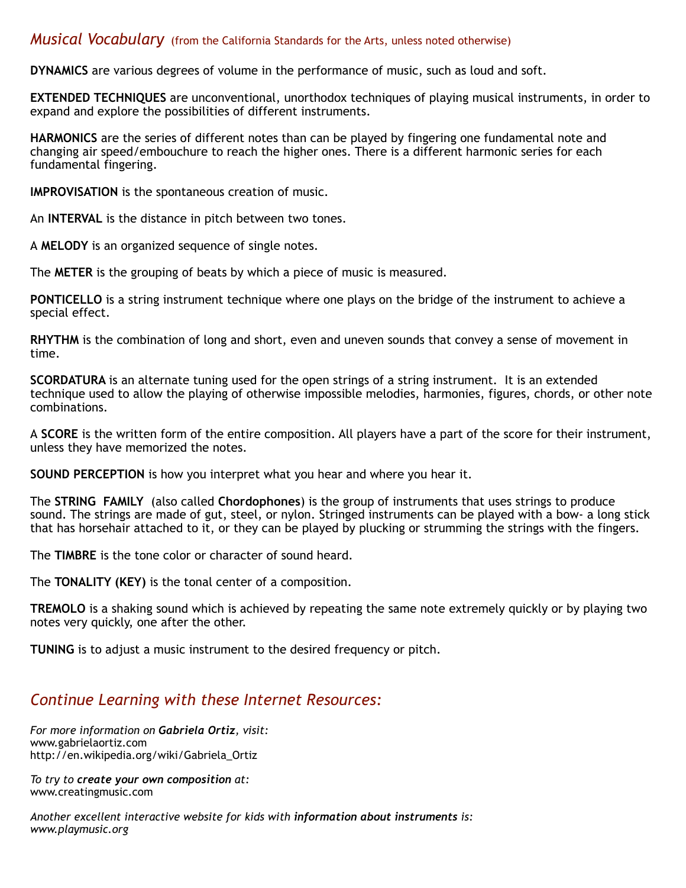## *Musical Vocabulary* (from the California Standards for the Arts, unless noted otherwise)

**DYNAMICS** are various degrees of volume in the performance of music, such as loud and soft.

**EXTENDED TECHNIQUES** are unconventional, unorthodox techniques of playing musical instruments, in order to expand and explore the possibilities of different instruments.

**HARMONICS** are the series of different notes than can be played by fingering one fundamental note and changing air speed/embouchure to reach the higher ones. There is a different harmonic series for each fundamental fingering.

**IMPROVISATION** is the spontaneous creation of music.

An **INTERVAL** is the distance in pitch between two tones.

A **MELODY** is an organized sequence of single notes.

The **METER** is the grouping of beats by which a piece of music is measured.

**PONTICELLO** is a string instrument technique where one plays on the bridge of the instrument to achieve a special effect.

**RHYTHM** is the combination of long and short, even and uneven sounds that convey a sense of movement in time.

**SCORDATURA** is an alternate tuning used for the open strings of a string instrument. It is an extended technique used to allow the playing of otherwise impossible melodies, harmonies, figures, chords, or other note combinations.

A **SCORE** is the written form of the entire composition. All players have a part of the score for their instrument, unless they have memorized the notes.

**SOUND PERCEPTION** is how you interpret what you hear and where you hear it.

The **STRING FAMILY** (also called **Chordophones**) is the group of instruments that uses strings to produce sound. The strings are made of gut, steel, or nylon. Stringed instruments can be played with a bow- a long stick that has horsehair attached to it, or they can be played by plucking or strumming the strings with the fingers.

The **TIMBRE** is the tone color or character of sound heard.

The **TONALITY (KEY)** is the tonal center of a composition.

**TREMOLO** is a shaking sound which is achieved by repeating the same note extremely quickly or by playing two notes very quickly, one after the other.

**TUNING** is to adjust a music instrument to the desired frequency or pitch.

## *Continue Learning with these Internet Resources:*

*For more information on **Gabriela Ortiz**, visit:*
www.gabrielaortiz.com
http://en.wikipedia.org/wiki/Gabriela_Ortiz

*To try to **create your own composition** at:*
www.creatingmusic.com

*Another excellent interactive website for kids with **information about instruments** is:*
*www.playmusic.org*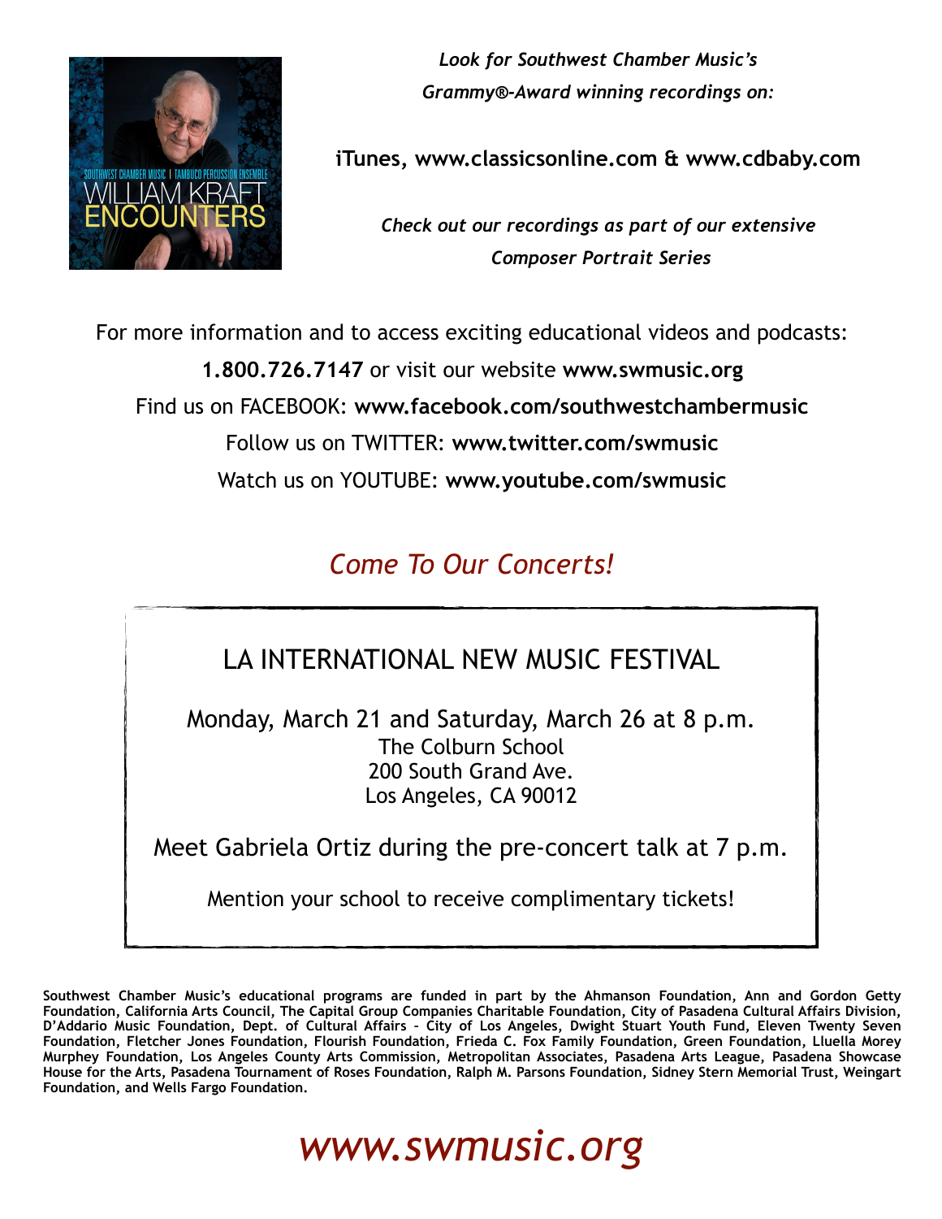*Look for Southwest Chamber Music's Grammy®-Award winning recordings on:*

**iTunes, www.classicsonline.com & www.cdbaby.com**

*Check out our recordings as part of our extensive Composer Portrait Series*

For more information and to access exciting educational videos and podcasts:

**1.800.726.7147** or visit our website **www.swmusic.org**

Find us on FACEBOOK: **www.facebook.com/southwestchambermusic**

Follow us on TWITTER: **www.twitter.com/swmusic**

Watch us on YOUTUBE: **www.youtube.com/swmusic**

## *Come To Our Concerts!*

### LA INTERNATIONAL NEW MUSIC FESTIVAL

Monday, March 21 and Saturday, March 26 at 8 p.m.
The Colburn School
200 South Grand Ave.
Los Angeles, CA 90012

Meet Gabriela Ortiz during the pre-concert talk at 7 p.m.

Mention your school to receive complimentary tickets!

**Southwest Chamber Music's educational programs are funded in part by the Ahmanson Foundation, Ann and Gordon Getty Foundation, California Arts Council, The Capital Group Companies Charitable Foundation, City of Pasadena Cultural Affairs Division, D'Addario Music Foundation, Dept. of Cultural Affairs – City of Los Angeles, Dwight Stuart Youth Fund, Eleven Twenty Seven Foundation, Fletcher Jones Foundation, Flourish Foundation, Frieda C. Fox Family Foundation, Green Foundation, Lluella Morey Murphey Foundation, Los Angeles County Arts Commission, Metropolitan Associates, Pasadena Arts League, Pasadena Showcase House for the Arts, Pasadena Tournament of Roses Foundation, Ralph M. Parsons Foundation, Sidney Stern Memorial Trust, Weingart Foundation, and Wells Fargo Foundation.**

*www.swmusic.org*